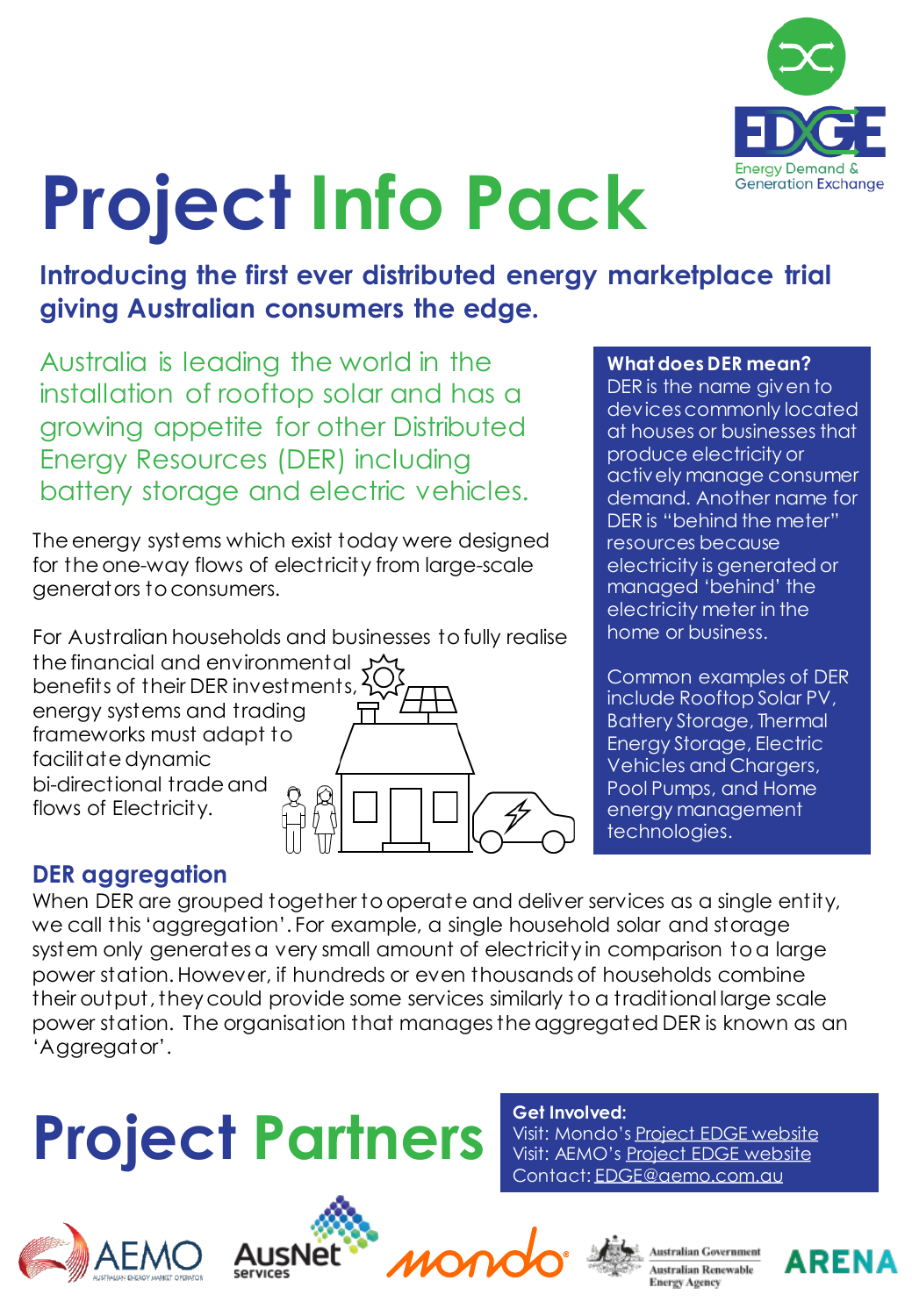EDGE
Energy Demand & Generation Exchange

# Project Info Pack

**Introducing the first ever distributed energy marketplace trial giving Australian consumers the edge.**

Australia is leading the world in the installation of rooftop solar and has a growing appetite for other Distributed Energy Resources (DER) including battery storage and electric vehicles.

The energy systems which exist today were designed for the one-way flows of electricity from large-scale generators to consumers.

For Australian households and businesses to fully realise the financial and environmental benefits of their DER investments, energy systems and trading frameworks must adapt to facilitate dynamic bi-directional trade and flows of Electricity.

**What does DER mean?**
DER is the name given to devices commonly located at houses or businesses that produce electricity or actively manage consumer demand. Another name for DER is "behind the meter" resources because electricity is generated or managed 'behind' the electricity meter in the home or business.

Common examples of DER include Rooftop Solar PV, Battery Storage, Thermal Energy Storage, Electric Vehicles and Chargers, Pool Pumps, and Home energy management technologies.

## DER aggregation

When DER are grouped together to operate and deliver services as a single entity, we call this 'aggregation'. For example, a single household solar and storage system only generates a very small amount of electricity in comparison to a large power station. However, if hundreds or even thousands of households combine their output, they could provide some services similarly to a traditional large scale power station. The organisation that manages the aggregated DER is known as an 'Aggregator'.

# Project Partners

**Get Involved:**
Visit: Mondo's Project EDGE website
Visit: AEMO's Project EDGE website
Contact: EDGE@aemo.com.au

AEMO — Australian Energy Market Operator | AusNet services | mondo | Australian Government — Australian Renewable Energy Agency | ARENA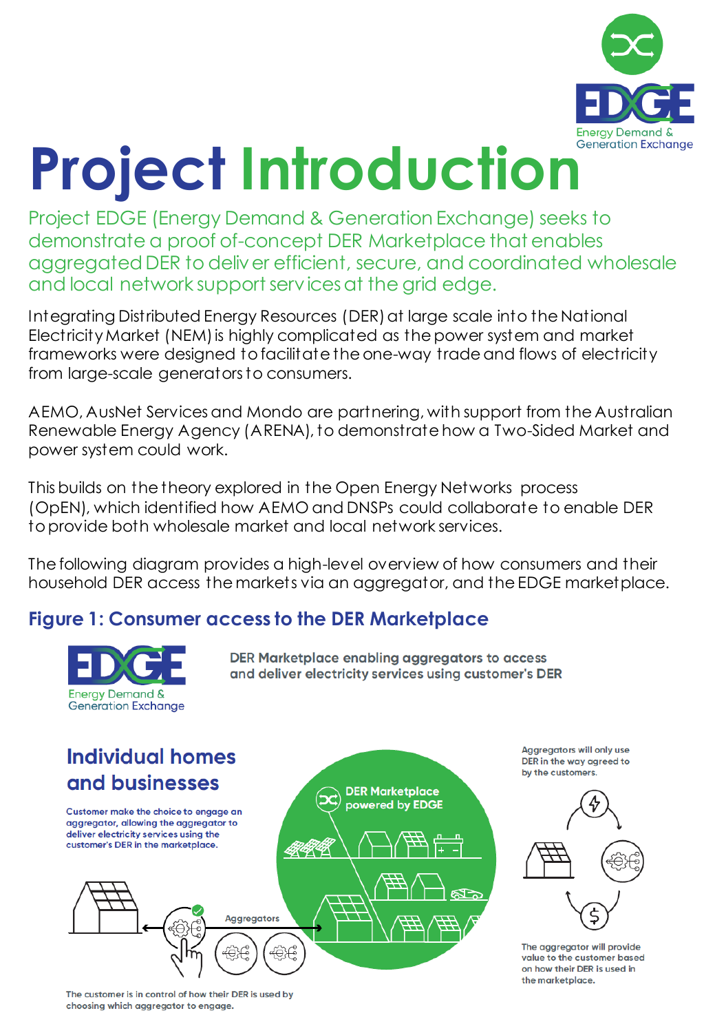# Project Introduction

Project EDGE (Energy Demand & Generation Exchange) seeks to demonstrate a proof of-concept DER Marketplace that enables aggregated DER to deliver efficient, secure, and coordinated wholesale and local network support services at the grid edge.

Integrating Distributed Energy Resources (DER) at large scale into the National Electricity Market (NEM) is highly complicated as the power system and market frameworks were designed to facilitate the one-way trade and flows of electricity from large-scale generators to consumers.

AEMO, AusNet Services and Mondo are partnering, with support from the Australian Renewable Energy Agency (ARENA), to demonstrate how a Two-Sided Market and power system could work.

This builds on the theory explored in the Open Energy Networks process (OpEN), which identified how AEMO and DNSPs could collaborate to enable DER to provide both wholesale market and local network services.

The following diagram provides a high-level overview of how consumers and their household DER access the markets via an aggregator, and the EDGE marketplace.

## Figure 1: Consumer access to the DER Marketplace

EDGE Energy Demand & Generation Exchange

**DER Marketplace enabling aggregators to access and deliver electricity services using customer's DER**

### Individual homes and businesses

**Customer make the choice to engage an aggregator, allowing the aggregator to deliver electricity services using the customer's DER in the marketplace.**

Aggregators

**DER Marketplace powered by EDGE**

**The customer is in control of how their DER is used by choosing which aggregator to engage.**

Aggregators will only use DER in the way agreed to by the customers.

The aggregator will provide value to the customer based on how their DER is used in the marketplace.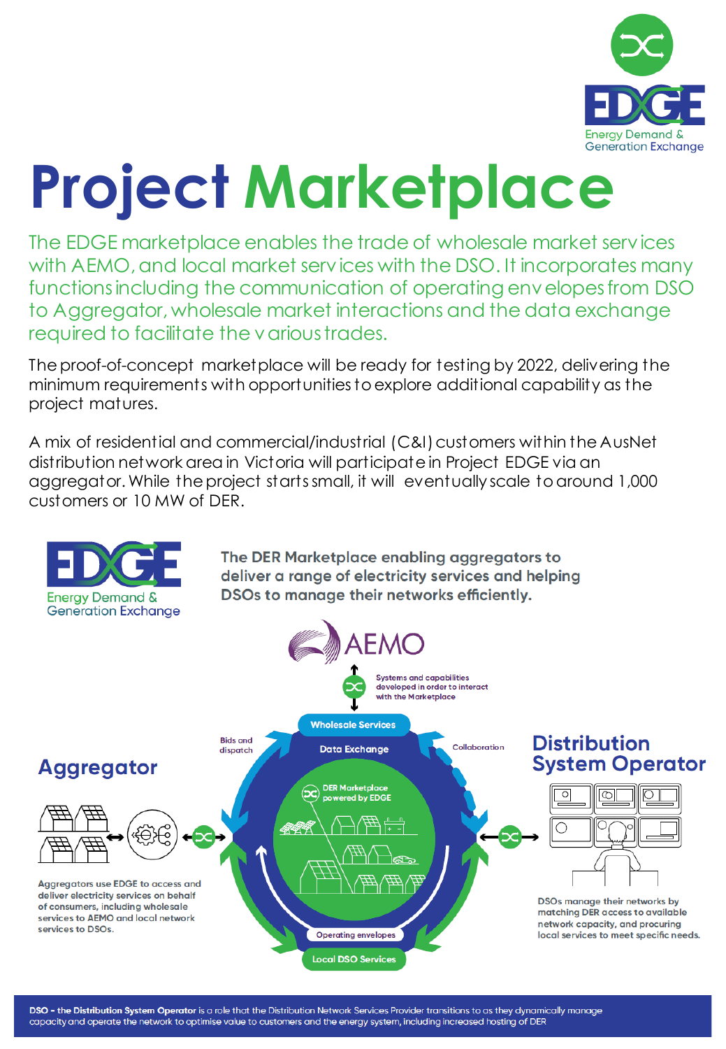# Project Marketplace

The EDGE marketplace enables the trade of wholesale market services with AEMO, and local market services with the DSO. It incorporates many functions including the communication of operating envelopes from DSO to Aggregator, wholesale market interactions and the data exchange required to facilitate the various trades.

The proof-of-concept marketplace will be ready for testing by 2022, delivering the minimum requirements with opportunities to explore additional capability as the project matures.

A mix of residential and commercial/industrial (C&I) customers within the AusNet distribution network area in Victoria will participate in Project EDGE via an aggregator. While the project starts small, it will eventually scale to around 1,000 customers or 10 MW of DER.

**The DER Marketplace enabling aggregators to deliver a range of electricity services and helping DSOs to manage their networks efficiently.**

AEMO

Systems and capabilities developed in order to interact with the Marketplace

Wholesale Services

Bids and dispatch

Data Exchange

Collaboration

DER Marketplace powered by EDGE

Operating envelopes

Local DSO Services

## Aggregator

Aggregators use EDGE to access and deliver electricity services on behalf of consumers, including wholesale services to AEMO and local network services to DSOs.

## Distribution System Operator

DSOs manage their networks by matching DER access to available network capacity, and procuring local services to meet specific needs.

**DSO - the Distribution System Operator** is a role that the Distribution Network Services Provider transitions to as they dynamically manage capacity and operate the network to optimise value to customers and the energy system, including increased hosting of DER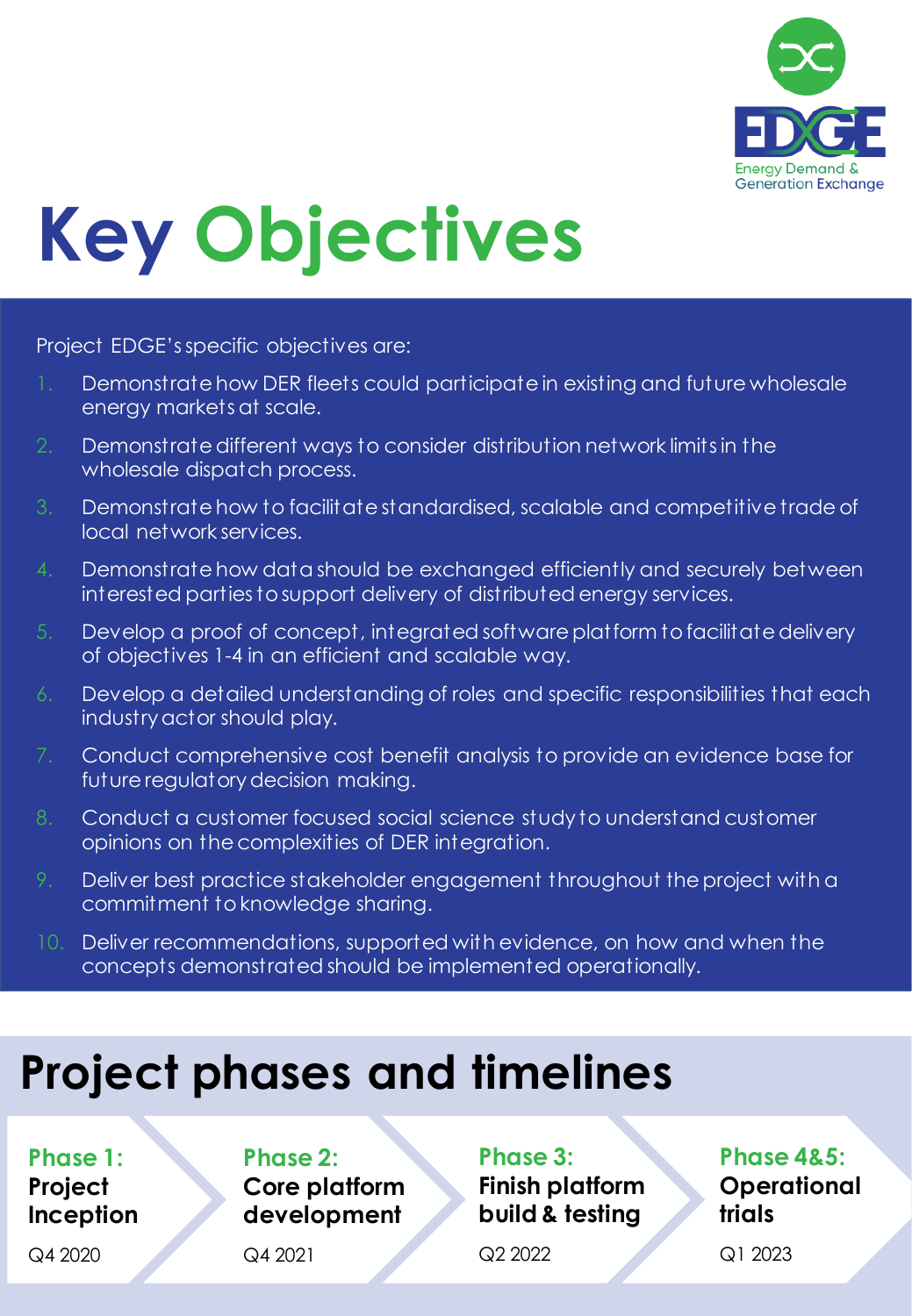EDGE
Energy Demand & Generation Exchange

# Key Objectives

Project EDGE's specific objectives are:

1. Demonstrate how DER fleets could participate in existing and future wholesale energy markets at scale.
2. Demonstrate different ways to consider distribution network limits in the wholesale dispatch process.
3. Demonstrate how to facilitate standardised, scalable and competitive trade of local network services.
4. Demonstrate how data should be exchanged efficiently and securely between interested parties to support delivery of distributed energy services.
5. Develop a proof of concept, integrated software platform to facilitate delivery of objectives 1-4 in an efficient and scalable way.
6. Develop a detailed understanding of roles and specific responsibilities that each industry actor should play.
7. Conduct comprehensive cost benefit analysis to provide an evidence base for future regulatory decision making.
8. Conduct a customer focused social science study to understand customer opinions on the complexities of DER integration.
9. Deliver best practice stakeholder engagement throughout the project with a commitment to knowledge sharing.
10. Deliver recommendations, supported with evidence, on how and when the concepts demonstrated should be implemented operationally.

# Project phases and timelines

**Phase 1:**
**Project Inception**
Q4 2020

**Phase 2:**
**Core platform development**
Q4 2021

**Phase 3:**
**Finish platform build & testing**
Q2 2022

**Phase 4&5:**
**Operational trials**
Q1 2023